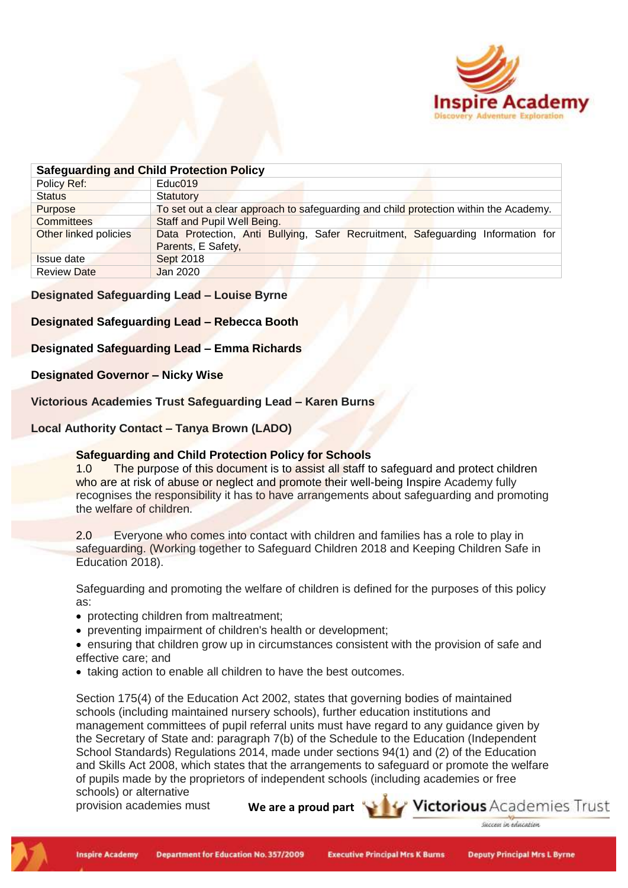| Safeguarding and Child Protection Policy | |
|---|---|
| Policy Ref: | Educ019 |
| Status | Statutory |
| Purpose | To set out a clear approach to safeguarding and child protection within the Academy. |
| Committees | Staff and Pupil Well Being. |
| Other linked policies | Data Protection, Anti Bullying, Safer Recruitment, Safeguarding Information for Parents, E Safety, |
| Issue date | Sept 2018 |
| Review Date | Jan 2020 |

**Designated Safeguarding Lead – Louise Byrne**

**Designated Safeguarding Lead – Rebecca Booth**

**Designated Safeguarding Lead – Emma Richards**

**Designated Governor – Nicky Wise**

**Victorious Academies Trust Safeguarding Lead – Karen Burns**

**Local Authority Contact – Tanya Brown (LADO)**

## Safeguarding and Child Protection Policy for Schools

1.0 The purpose of this document is to assist all staff to safeguard and protect children who are at risk of abuse or neglect and promote their well-being Inspire Academy fully recognises the responsibility it has to have arrangements about safeguarding and promoting the welfare of children.

2.0 Everyone who comes into contact with children and families has a role to play in safeguarding. (Working together to Safeguard Children 2018 and Keeping Children Safe in Education 2018).

Safeguarding and promoting the welfare of children is defined for the purposes of this policy as:

- protecting children from maltreatment;
- preventing impairment of children's health or development;
- ensuring that children grow up in circumstances consistent with the provision of safe and effective care; and
- taking action to enable all children to have the best outcomes.

Section 175(4) of the Education Act 2002, states that governing bodies of maintained schools (including maintained nursery schools), further education institutions and management committees of pupil referral units must have regard to any guidance given by the Secretary of State and: paragraph 7(b) of the Schedule to the Education (Independent School Standards) Regulations 2014, made under sections 94(1) and (2) of the Education and Skills Act 2008, which states that the arrangements to safeguard or promote the welfare of pupils made by the proprietors of independent schools (including academies or free schools) or alternative provision academies must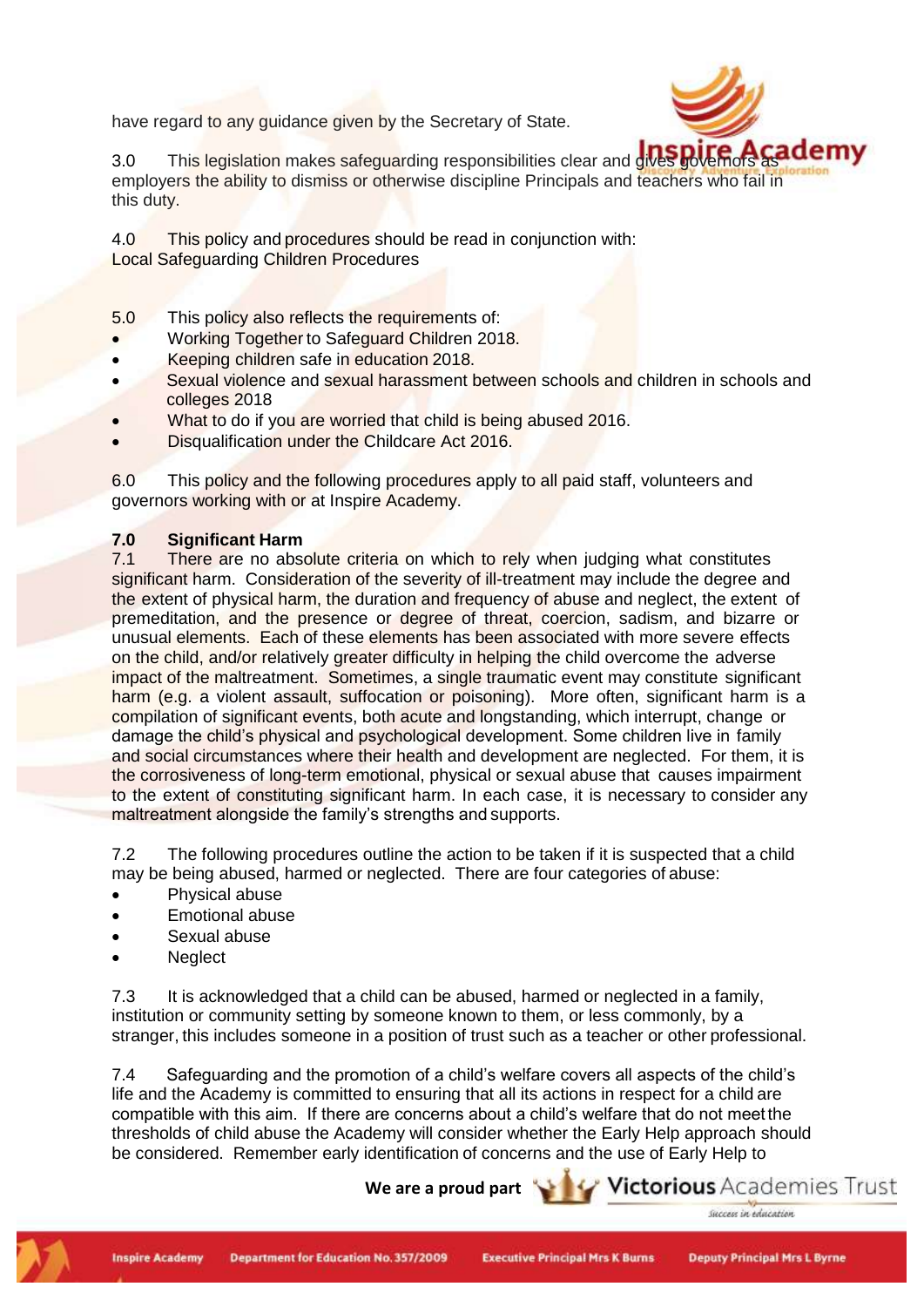have regard to any guidance given by the Secretary of State.

3.0 This legislation makes safeguarding responsibilities clear and gives governors as employers the ability to dismiss or otherwise discipline Principals and teachers who fail in this duty.

4.0 This policy and procedures should be read in conjunction with:
Local Safeguarding Children Procedures

5.0 This policy also reflects the requirements of:

- Working Together to Safeguard Children 2018.
- Keeping children safe in education 2018.
- Sexual violence and sexual harassment between schools and children in schools and colleges 2018
- What to do if you are worried that child is being abused 2016.
- Disqualification under the Childcare Act 2016.

6.0 This policy and the following procedures apply to all paid staff, volunteers and governors working with or at Inspire Academy.

**7.0 Significant Harm**

7.1 There are no absolute criteria on which to rely when judging what constitutes significant harm. Consideration of the severity of ill-treatment may include the degree and the extent of physical harm, the duration and frequency of abuse and neglect, the extent of premeditation, and the presence or degree of threat, coercion, sadism, and bizarre or unusual elements. Each of these elements has been associated with more severe effects on the child, and/or relatively greater difficulty in helping the child overcome the adverse impact of the maltreatment. Sometimes, a single traumatic event may constitute significant harm (e.g. a violent assault, suffocation or poisoning). More often, significant harm is a compilation of significant events, both acute and longstanding, which interrupt, change or damage the child's physical and psychological development. Some children live in family and social circumstances where their health and development are neglected. For them, it is the corrosiveness of long-term emotional, physical or sexual abuse that causes impairment to the extent of constituting significant harm. In each case, it is necessary to consider any maltreatment alongside the family's strengths and supports.

7.2 The following procedures outline the action to be taken if it is suspected that a child may be being abused, harmed or neglected. There are four categories of abuse:

- Physical abuse
- Emotional abuse
- Sexual abuse
- Neglect

7.3 It is acknowledged that a child can be abused, harmed or neglected in a family, institution or community setting by someone known to them, or less commonly, by a stranger, this includes someone in a position of trust such as a teacher or other professional.

7.4 Safeguarding and the promotion of a child's welfare covers all aspects of the child's life and the Academy is committed to ensuring that all its actions in respect for a child are compatible with this aim. If there are concerns about a child's welfare that do not meet the thresholds of child abuse the Academy will consider whether the Early Help approach should be considered. Remember early identification of concerns and the use of Early Help to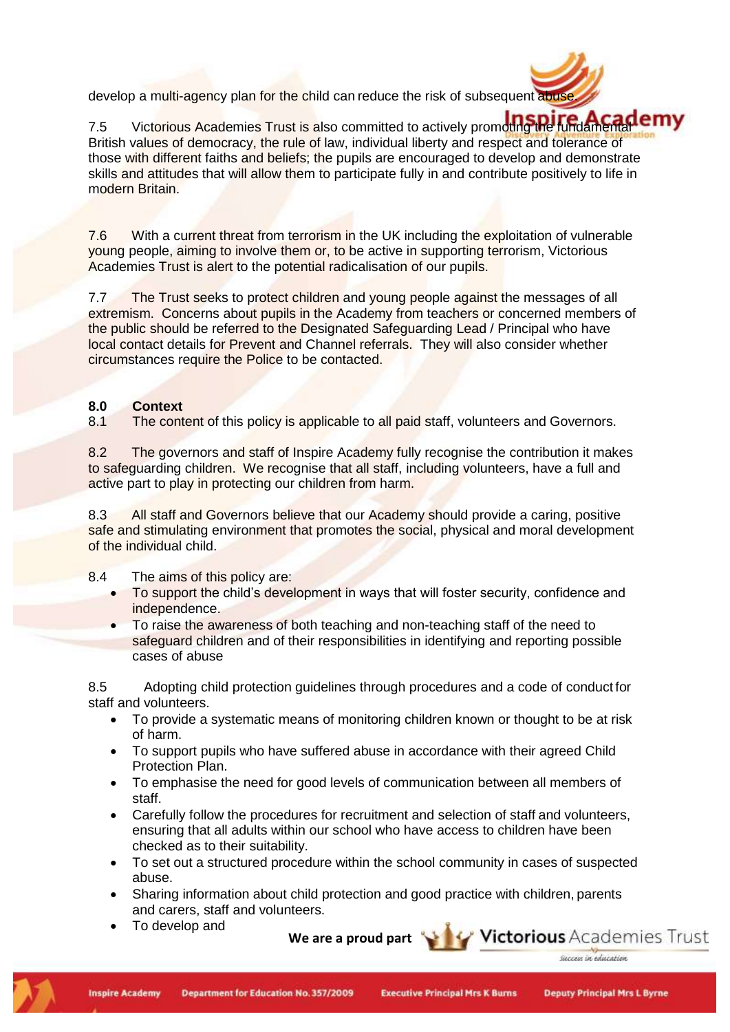develop a multi-agency plan for the child can reduce the risk of subsequent abuse.

7.5 Victorious Academies Trust is also committed to actively promoting the fundamental British values of democracy, the rule of law, individual liberty and respect and tolerance of those with different faiths and beliefs; the pupils are encouraged to develop and demonstrate skills and attitudes that will allow them to participate fully in and contribute positively to life in modern Britain.

7.6 With a current threat from terrorism in the UK including the exploitation of vulnerable young people, aiming to involve them or, to be active in supporting terrorism, Victorious Academies Trust is alert to the potential radicalisation of our pupils.

7.7 The Trust seeks to protect children and young people against the messages of all extremism. Concerns about pupils in the Academy from teachers or concerned members of the public should be referred to the Designated Safeguarding Lead / Principal who have local contact details for Prevent and Channel referrals. They will also consider whether circumstances require the Police to be contacted.

## 8.0 Context

8.1 The content of this policy is applicable to all paid staff, volunteers and Governors.

8.2 The governors and staff of Inspire Academy fully recognise the contribution it makes to safeguarding children. We recognise that all staff, including volunteers, have a full and active part to play in protecting our children from harm.

8.3 All staff and Governors believe that our Academy should provide a caring, positive safe and stimulating environment that promotes the social, physical and moral development of the individual child.

8.4 The aims of this policy are:

- To support the child's development in ways that will foster security, confidence and independence.
- To raise the awareness of both teaching and non-teaching staff of the need to safeguard children and of their responsibilities in identifying and reporting possible cases of abuse

8.5 Adopting child protection guidelines through procedures and a code of conduct for staff and volunteers.

- To provide a systematic means of monitoring children known or thought to be at risk of harm.
- To support pupils who have suffered abuse in accordance with their agreed Child Protection Plan.
- To emphasise the need for good levels of communication between all members of staff.
- Carefully follow the procedures for recruitment and selection of staff and volunteers, ensuring that all adults within our school who have access to children have been checked as to their suitability.
- To set out a structured procedure within the school community in cases of suspected abuse.
- Sharing information about child protection and good practice with children, parents and carers, staff and volunteers.
- To develop and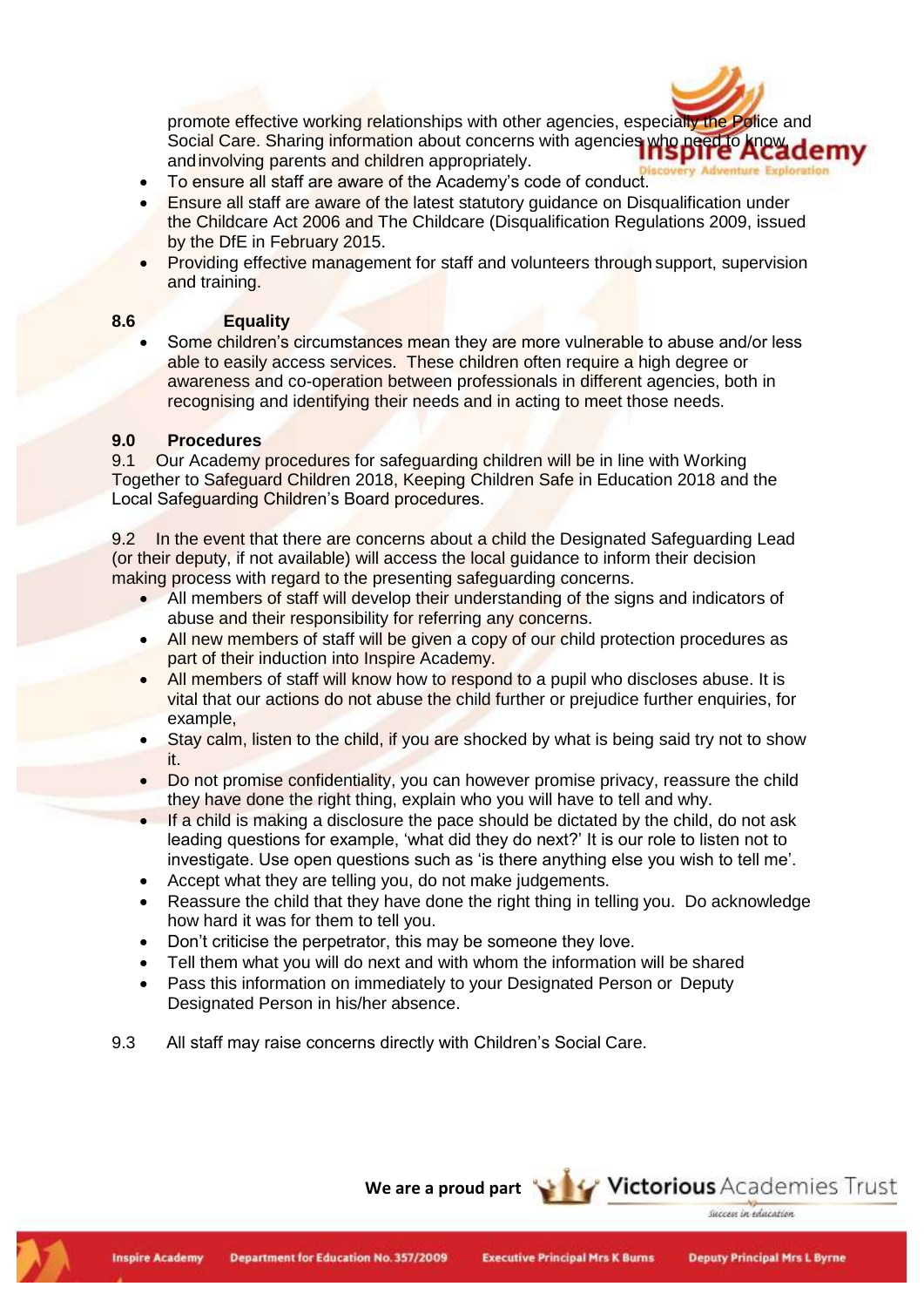promote effective working relationships with other agencies, especially the Police and Social Care. Sharing information about concerns with agencies who need to know, and involving parents and children appropriately.

- To ensure all staff are aware of the Academy's code of conduct.
- Ensure all staff are aware of the latest statutory guidance on Disqualification under the Childcare Act 2006 and The Childcare (Disqualification Regulations 2009, issued by the DfE in February 2015.
- Providing effective management for staff and volunteers through support, supervision and training.

**8.6 Equality**

- Some children's circumstances mean they are more vulnerable to abuse and/or less able to easily access services. These children often require a high degree or awareness and co-operation between professionals in different agencies, both in recognising and identifying their needs and in acting to meet those needs.

**9.0 Procedures**

9.1 Our Academy procedures for safeguarding children will be in line with Working Together to Safeguard Children 2018, Keeping Children Safe in Education 2018 and the Local Safeguarding Children's Board procedures.

9.2 In the event that there are concerns about a child the Designated Safeguarding Lead (or their deputy, if not available) will access the local guidance to inform their decision making process with regard to the presenting safeguarding concerns.

- All members of staff will develop their understanding of the signs and indicators of abuse and their responsibility for referring any concerns.
- All new members of staff will be given a copy of our child protection procedures as part of their induction into Inspire Academy.
- All members of staff will know how to respond to a pupil who discloses abuse. It is vital that our actions do not abuse the child further or prejudice further enquiries, for example,
- Stay calm, listen to the child, if you are shocked by what is being said try not to show it.
- Do not promise confidentiality, you can however promise privacy, reassure the child they have done the right thing, explain who you will have to tell and why.
- If a child is making a disclosure the pace should be dictated by the child, do not ask leading questions for example, 'what did they do next?' It is our role to listen not to investigate. Use open questions such as 'is there anything else you wish to tell me'.
- Accept what they are telling you, do not make judgements.
- Reassure the child that they have done the right thing in telling you. Do acknowledge how hard it was for them to tell you.
- Don't criticise the perpetrator, this may be someone they love.
- Tell them what you will do next and with whom the information will be shared
- Pass this information on immediately to your Designated Person or Deputy Designated Person in his/her absence.

9.3 All staff may raise concerns directly with Children's Social Care.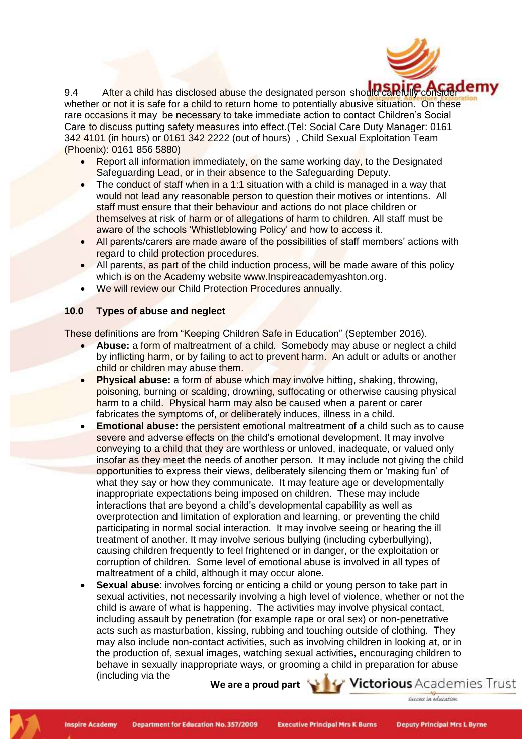9.4 After a child has disclosed abuse the designated person should carefully consider whether or not it is safe for a child to return home to potentially abusive situation. On these rare occasions it may be necessary to take immediate action to contact Children's Social Care to discuss putting safety measures into effect.(Tel: Social Care Duty Manager: 0161 342 4101 (in hours) or 0161 342 2222 (out of hours) , Child Sexual Exploitation Team (Phoenix): 0161 856 5880)

- Report all information immediately, on the same working day, to the Designated Safeguarding Lead, or in their absence to the Safeguarding Deputy.
- The conduct of staff when in a 1:1 situation with a child is managed in a way that would not lead any reasonable person to question their motives or intentions. All staff must ensure that their behaviour and actions do not place children or themselves at risk of harm or of allegations of harm to children. All staff must be aware of the schools 'Whistleblowing Policy' and how to access it.
- All parents/carers are made aware of the possibilities of staff members' actions with regard to child protection procedures.
- All parents, as part of the child induction process, will be made aware of this policy which is on the Academy website www.Inspireacademyashton.org.
- We will review our Child Protection Procedures annually.

## 10.0 Types of abuse and neglect

These definitions are from "Keeping Children Safe in Education" (September 2016).

- **Abuse:** a form of maltreatment of a child. Somebody may abuse or neglect a child by inflicting harm, or by failing to act to prevent harm. An adult or adults or another child or children may abuse them.
- **Physical abuse:** a form of abuse which may involve hitting, shaking, throwing, poisoning, burning or scalding, drowning, suffocating or otherwise causing physical harm to a child. Physical harm may also be caused when a parent or carer fabricates the symptoms of, or deliberately induces, illness in a child.
- **Emotional abuse:** the persistent emotional maltreatment of a child such as to cause severe and adverse effects on the child's emotional development. It may involve conveying to a child that they are worthless or unloved, inadequate, or valued only insofar as they meet the needs of another person. It may include not giving the child opportunities to express their views, deliberately silencing them or 'making fun' of what they say or how they communicate. It may feature age or developmentally inappropriate expectations being imposed on children. These may include interactions that are beyond a child's developmental capability as well as overprotection and limitation of exploration and learning, or preventing the child participating in normal social interaction. It may involve seeing or hearing the ill treatment of another. It may involve serious bullying (including cyberbullying), causing children frequently to feel frightened or in danger, or the exploitation or corruption of children. Some level of emotional abuse is involved in all types of maltreatment of a child, although it may occur alone.
- **Sexual abuse**: involves forcing or enticing a child or young person to take part in sexual activities, not necessarily involving a high level of violence, whether or not the child is aware of what is happening. The activities may involve physical contact, including assault by penetration (for example rape or oral sex) or non-penetrative acts such as masturbation, kissing, rubbing and touching outside of clothing. They may also include non-contact activities, such as involving children in looking at, or in the production of, sexual images, watching sexual activities, encouraging children to behave in sexually inappropriate ways, or grooming a child in preparation for abuse (including via the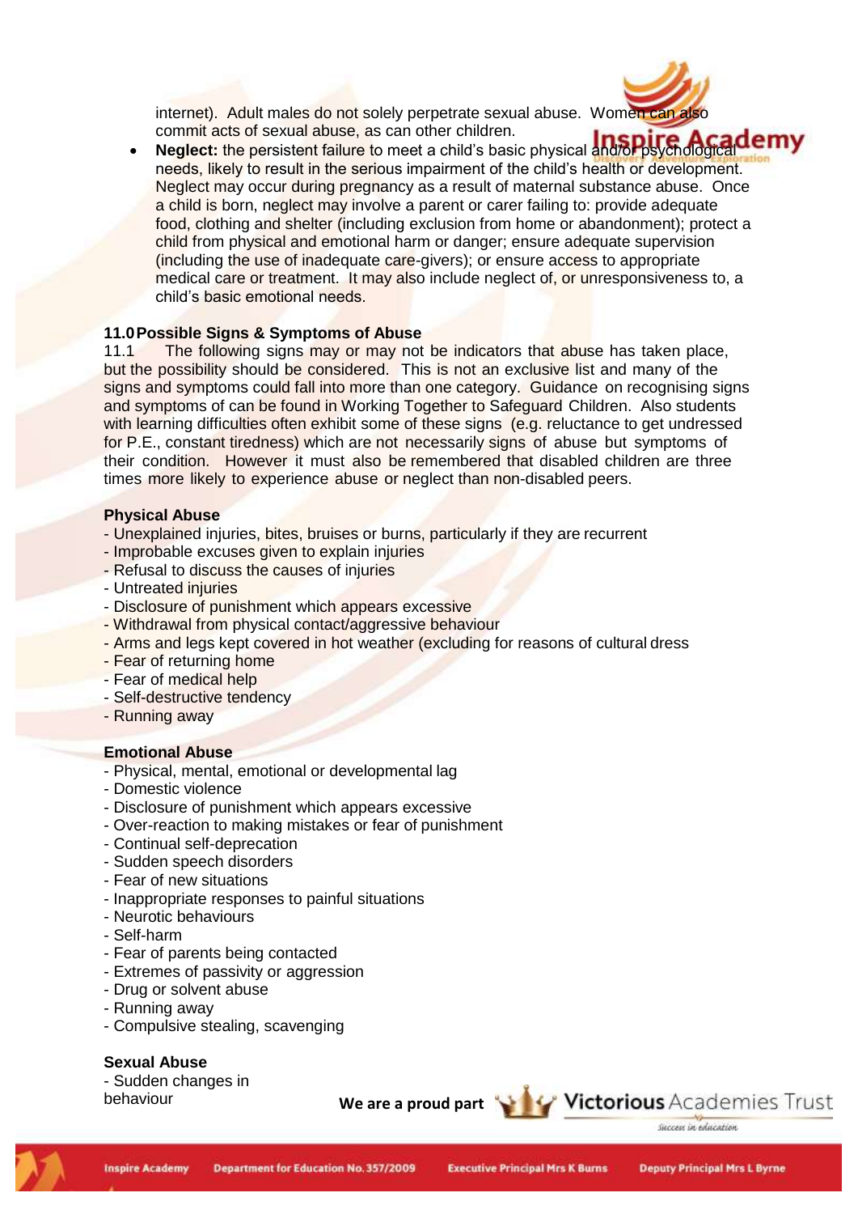internet). Adult males do not solely perpetrate sexual abuse. Women can also commit acts of sexual abuse, as can other children.

- **Neglect:** the persistent failure to meet a child's basic physical and/or psychological needs, likely to result in the serious impairment of the child's health or development. Neglect may occur during pregnancy as a result of maternal substance abuse. Once a child is born, neglect may involve a parent or carer failing to: provide adequate food, clothing and shelter (including exclusion from home or abandonment); protect a child from physical and emotional harm or danger; ensure adequate supervision (including the use of inadequate care-givers); or ensure access to appropriate medical care or treatment. It may also include neglect of, or unresponsiveness to, a child's basic emotional needs.

### 11.0 Possible Signs & Symptoms of Abuse

11.1 The following signs may or may not be indicators that abuse has taken place, but the possibility should be considered. This is not an exclusive list and many of the signs and symptoms could fall into more than one category. Guidance on recognising signs and symptoms of can be found in Working Together to Safeguard Children. Also students with learning difficulties often exhibit some of these signs (e.g. reluctance to get undressed for P.E., constant tiredness) which are not necessarily signs of abuse but symptoms of their condition. However it must also be remembered that disabled children are three times more likely to experience abuse or neglect than non-disabled peers.

**Physical Abuse**

- Unexplained injuries, bites, bruises or burns, particularly if they are recurrent
- Improbable excuses given to explain injuries
- Refusal to discuss the causes of injuries
- Untreated injuries
- Disclosure of punishment which appears excessive
- Withdrawal from physical contact/aggressive behaviour
- Arms and legs kept covered in hot weather (excluding for reasons of cultural dress
- Fear of returning home
- Fear of medical help
- Self-destructive tendency
- Running away

**Emotional Abuse**

- Physical, mental, emotional or developmental lag
- Domestic violence
- Disclosure of punishment which appears excessive
- Over-reaction to making mistakes or fear of punishment
- Continual self-deprecation
- Sudden speech disorders
- Fear of new situations
- Inappropriate responses to painful situations
- Neurotic behaviours
- Self-harm
- Fear of parents being contacted
- Extremes of passivity or aggression
- Drug or solvent abuse
- Running away
- Compulsive stealing, scavenging

**Sexual Abuse**

- Sudden changes in behaviour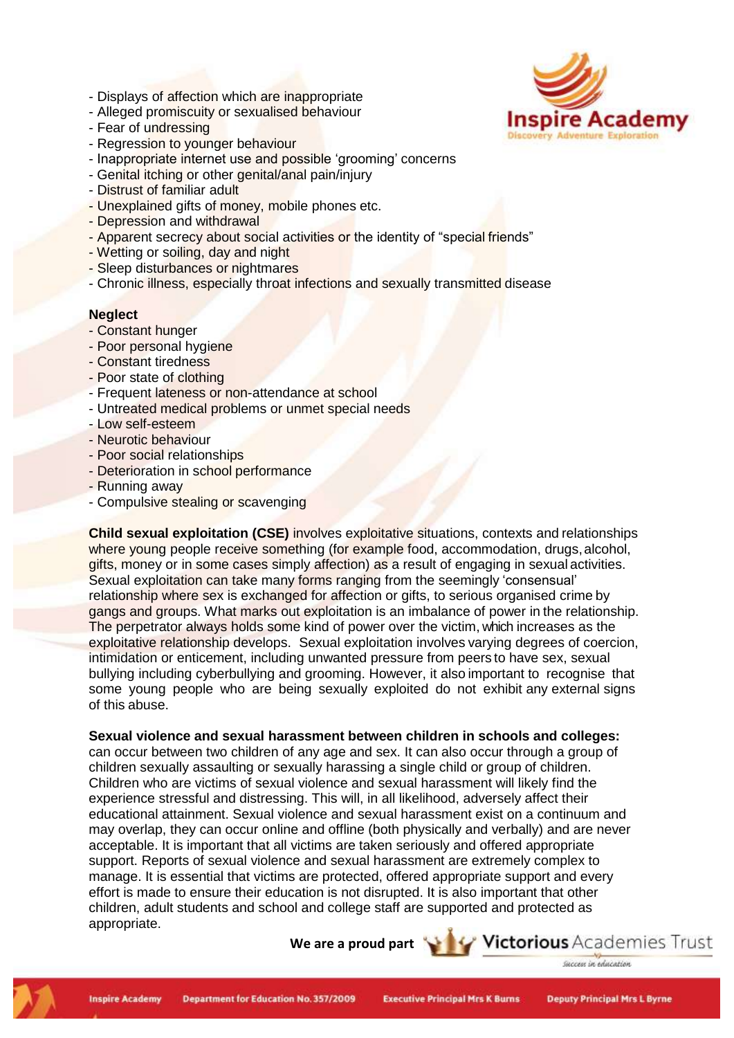- Displays of affection which are inappropriate
- Alleged promiscuity or sexualised behaviour
- Fear of undressing
- Regression to younger behaviour
- Inappropriate internet use and possible 'grooming' concerns
- Genital itching or other genital/anal pain/injury
- Distrust of familiar adult
- Unexplained gifts of money, mobile phones etc.
- Depression and withdrawal
- Apparent secrecy about social activities or the identity of "special friends"
- Wetting or soiling, day and night
- Sleep disturbances or nightmares
- Chronic illness, especially throat infections and sexually transmitted disease

**Neglect**
- Constant hunger
- Poor personal hygiene
- Constant tiredness
- Poor state of clothing
- Frequent lateness or non-attendance at school
- Untreated medical problems or unmet special needs
- Low self-esteem
- Neurotic behaviour
- Poor social relationships
- Deterioration in school performance
- Running away
- Compulsive stealing or scavenging

**Child sexual exploitation (CSE)** involves exploitative situations, contexts and relationships where young people receive something (for example food, accommodation, drugs, alcohol, gifts, money or in some cases simply affection) as a result of engaging in sexual activities. Sexual exploitation can take many forms ranging from the seemingly 'consensual' relationship where sex is exchanged for affection or gifts, to serious organised crime by gangs and groups. What marks out exploitation is an imbalance of power in the relationship. The perpetrator always holds some kind of power over the victim, which increases as the exploitative relationship develops. Sexual exploitation involves varying degrees of coercion, intimidation or enticement, including unwanted pressure from peers to have sex, sexual bullying including cyberbullying and grooming. However, it also important to recognise that some young people who are being sexually exploited do not exhibit any external signs of this abuse.

**Sexual violence and sexual harassment between children in schools and colleges:** can occur between two children of any age and sex. It can also occur through a group of children sexually assaulting or sexually harassing a single child or group of children. Children who are victims of sexual violence and sexual harassment will likely find the experience stressful and distressing. This will, in all likelihood, adversely affect their educational attainment. Sexual violence and sexual harassment exist on a continuum and may overlap, they can occur online and offline (both physically and verbally) and are never acceptable. It is important that all victims are taken seriously and offered appropriate support. Reports of sexual violence and sexual harassment are extremely complex to manage. It is essential that victims are protected, offered appropriate support and every effort is made to ensure their education is not disrupted. It is also important that other children, adult students and school and college staff are supported and protected as appropriate.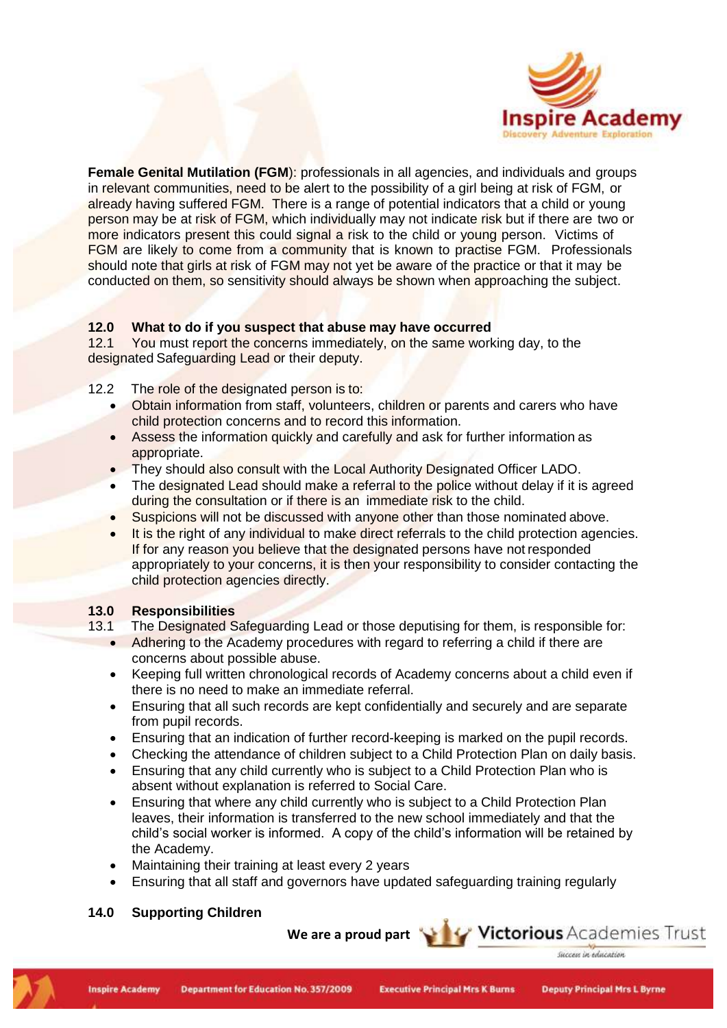**Female Genital Mutilation (FGM**): professionals in all agencies, and individuals and groups in relevant communities, need to be alert to the possibility of a girl being at risk of FGM, or already having suffered FGM. There is a range of potential indicators that a child or young person may be at risk of FGM, which individually may not indicate risk but if there are two or more indicators present this could signal a risk to the child or young person. Victims of FGM are likely to come from a community that is known to practise FGM. Professionals should note that girls at risk of FGM may not yet be aware of the practice or that it may be conducted on them, so sensitivity should always be shown when approaching the subject.

## 12.0 What to do if you suspect that abuse may have occurred

12.1 You must report the concerns immediately, on the same working day, to the designated Safeguarding Lead or their deputy.

12.2 The role of the designated person is to:

- Obtain information from staff, volunteers, children or parents and carers who have child protection concerns and to record this information.
- Assess the information quickly and carefully and ask for further information as appropriate.
- They should also consult with the Local Authority Designated Officer LADO.
- The designated Lead should make a referral to the police without delay if it is agreed during the consultation or if there is an immediate risk to the child.
- Suspicions will not be discussed with anyone other than those nominated above.
- It is the right of any individual to make direct referrals to the child protection agencies. If for any reason you believe that the designated persons have not responded appropriately to your concerns, it is then your responsibility to consider contacting the child protection agencies directly.

## 13.0 Responsibilities

13.1 The Designated Safeguarding Lead or those deputising for them, is responsible for:

- Adhering to the Academy procedures with regard to referring a child if there are concerns about possible abuse.
- Keeping full written chronological records of Academy concerns about a child even if there is no need to make an immediate referral.
- Ensuring that all such records are kept confidentially and securely and are separate from pupil records.
- Ensuring that an indication of further record-keeping is marked on the pupil records.
- Checking the attendance of children subject to a Child Protection Plan on daily basis.
- Ensuring that any child currently who is subject to a Child Protection Plan who is absent without explanation is referred to Social Care.
- Ensuring that where any child currently who is subject to a Child Protection Plan leaves, their information is transferred to the new school immediately and that the child's social worker is informed. A copy of the child's information will be retained by the Academy.
- Maintaining their training at least every 2 years
- Ensuring that all staff and governors have updated safeguarding training regularly

## 14.0 Supporting Children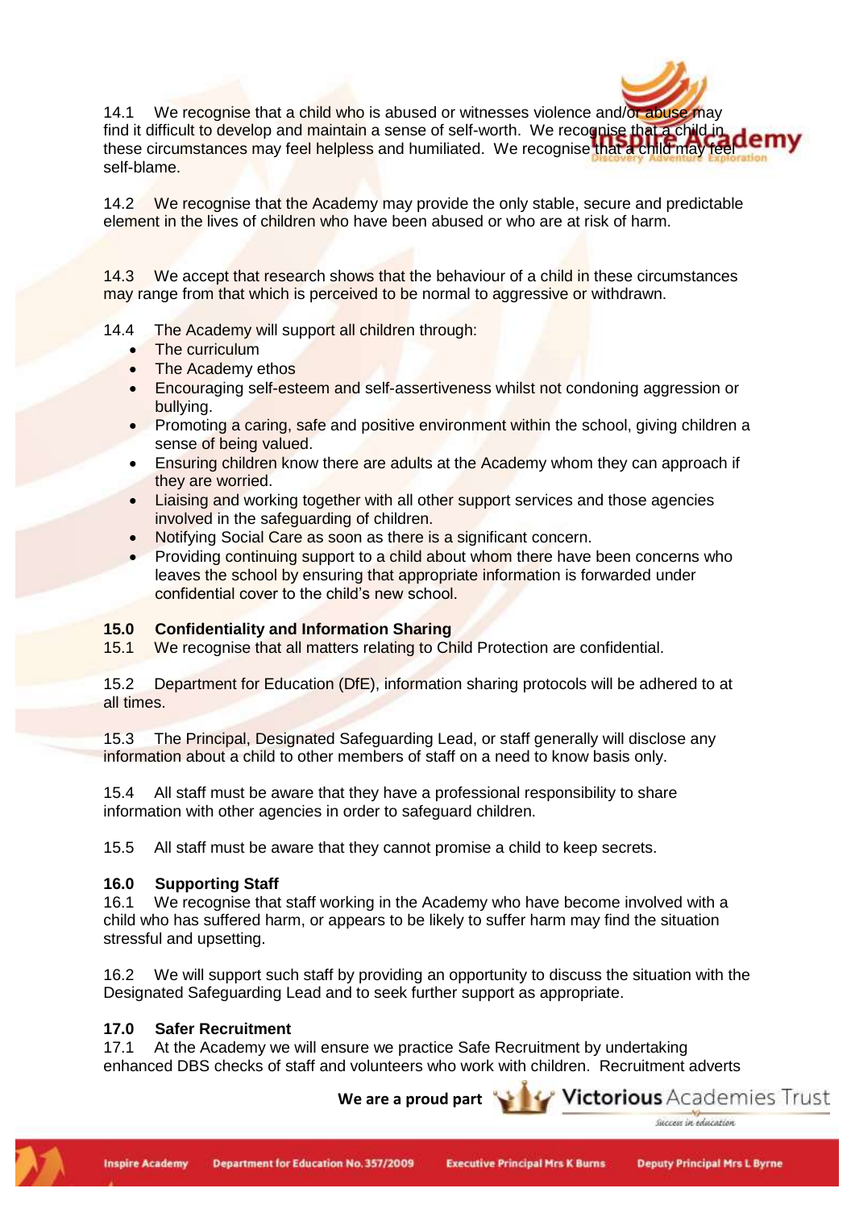14.1 We recognise that a child who is abused or witnesses violence and/or abuse may find it difficult to develop and maintain a sense of self-worth. We recognise that a child in these circumstances may feel helpless and humiliated. We recognise that a child may feel self-blame.

14.2 We recognise that the Academy may provide the only stable, secure and predictable element in the lives of children who have been abused or who are at risk of harm.

14.3 We accept that research shows that the behaviour of a child in these circumstances may range from that which is perceived to be normal to aggressive or withdrawn.

14.4 The Academy will support all children through:

- The curriculum
- The Academy ethos
- Encouraging self-esteem and self-assertiveness whilst not condoning aggression or bullying.
- Promoting a caring, safe and positive environment within the school, giving children a sense of being valued.
- Ensuring children know there are adults at the Academy whom they can approach if they are worried.
- Liaising and working together with all other support services and those agencies involved in the safeguarding of children.
- Notifying Social Care as soon as there is a significant concern.
- Providing continuing support to a child about whom there have been concerns who leaves the school by ensuring that appropriate information is forwarded under confidential cover to the child's new school.

## 15.0 Confidentiality and Information Sharing

15.1 We recognise that all matters relating to Child Protection are confidential.

15.2 Department for Education (DfE), information sharing protocols will be adhered to at all times.

15.3 The Principal, Designated Safeguarding Lead, or staff generally will disclose any information about a child to other members of staff on a need to know basis only.

15.4 All staff must be aware that they have a professional responsibility to share information with other agencies in order to safeguard children.

15.5 All staff must be aware that they cannot promise a child to keep secrets.

## 16.0 Supporting Staff

16.1 We recognise that staff working in the Academy who have become involved with a child who has suffered harm, or appears to be likely to suffer harm may find the situation stressful and upsetting.

16.2 We will support such staff by providing an opportunity to discuss the situation with the Designated Safeguarding Lead and to seek further support as appropriate.

## 17.0 Safer Recruitment

17.1 At the Academy we will ensure we practice Safe Recruitment by undertaking enhanced DBS checks of staff and volunteers who work with children. Recruitment adverts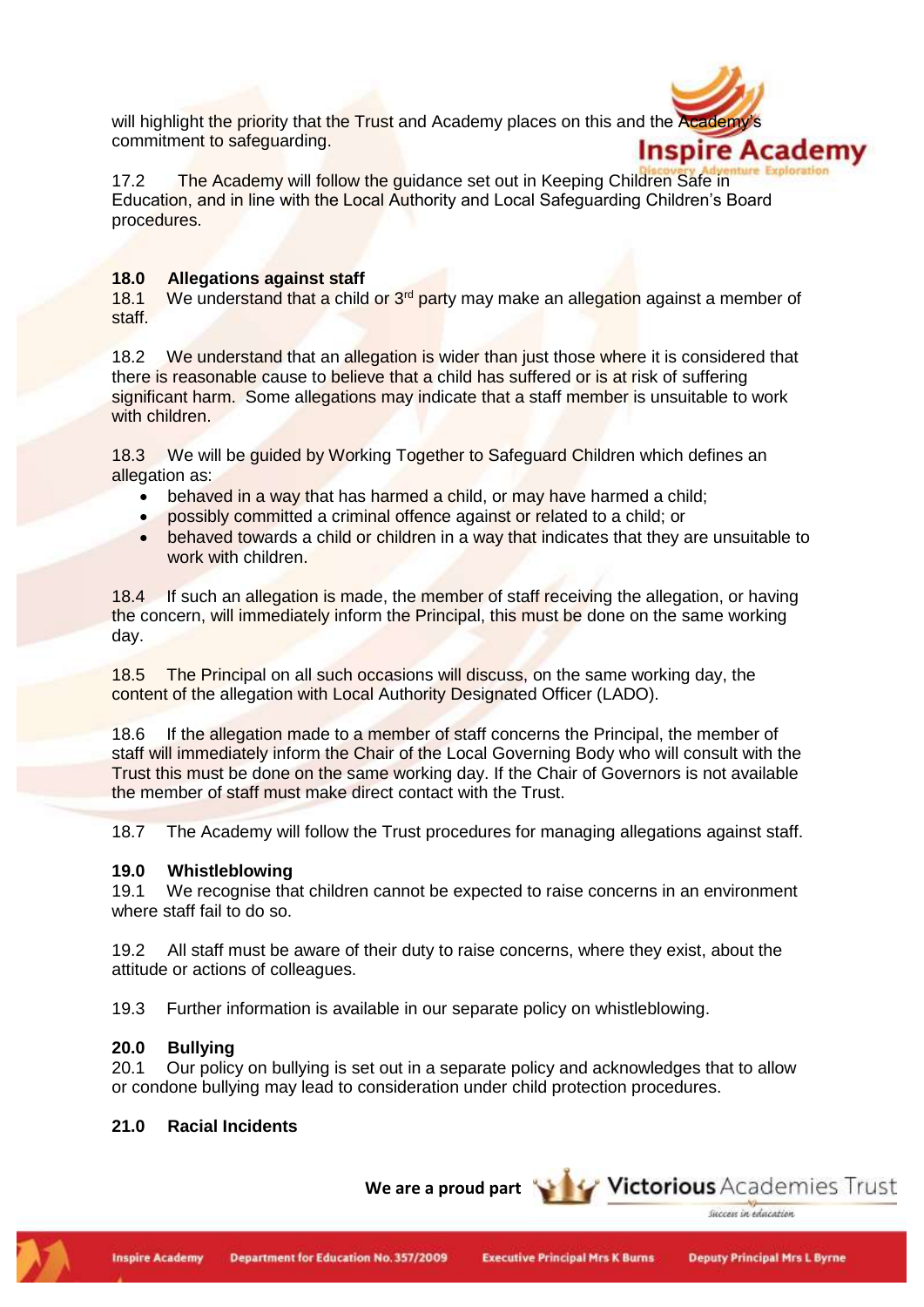will highlight the priority that the Trust and Academy places on this and the Academy's commitment to safeguarding.

17.2 The Academy will follow the guidance set out in Keeping Children Safe in Education, and in line with the Local Authority and Local Safeguarding Children's Board procedures.

## 18.0 Allegations against staff

18.1 We understand that a child or 3rd party may make an allegation against a member of staff.

18.2 We understand that an allegation is wider than just those where it is considered that there is reasonable cause to believe that a child has suffered or is at risk of suffering significant harm. Some allegations may indicate that a staff member is unsuitable to work with children.

18.3 We will be guided by Working Together to Safeguard Children which defines an allegation as:

- behaved in a way that has harmed a child, or may have harmed a child;
- possibly committed a criminal offence against or related to a child; or
- behaved towards a child or children in a way that indicates that they are unsuitable to work with children.

18.4 If such an allegation is made, the member of staff receiving the allegation, or having the concern, will immediately inform the Principal, this must be done on the same working day.

18.5 The Principal on all such occasions will discuss, on the same working day, the content of the allegation with Local Authority Designated Officer (LADO).

18.6 If the allegation made to a member of staff concerns the Principal, the member of staff will immediately inform the Chair of the Local Governing Body who will consult with the Trust this must be done on the same working day. If the Chair of Governors is not available the member of staff must make direct contact with the Trust.

18.7 The Academy will follow the Trust procedures for managing allegations against staff.

## 19.0 Whistleblowing

19.1 We recognise that children cannot be expected to raise concerns in an environment where staff fail to do so.

19.2 All staff must be aware of their duty to raise concerns, where they exist, about the attitude or actions of colleagues.

19.3 Further information is available in our separate policy on whistleblowing.

## 20.0 Bullying

20.1 Our policy on bullying is set out in a separate policy and acknowledges that to allow or condone bullying may lead to consideration under child protection procedures.

## 21.0 Racial Incidents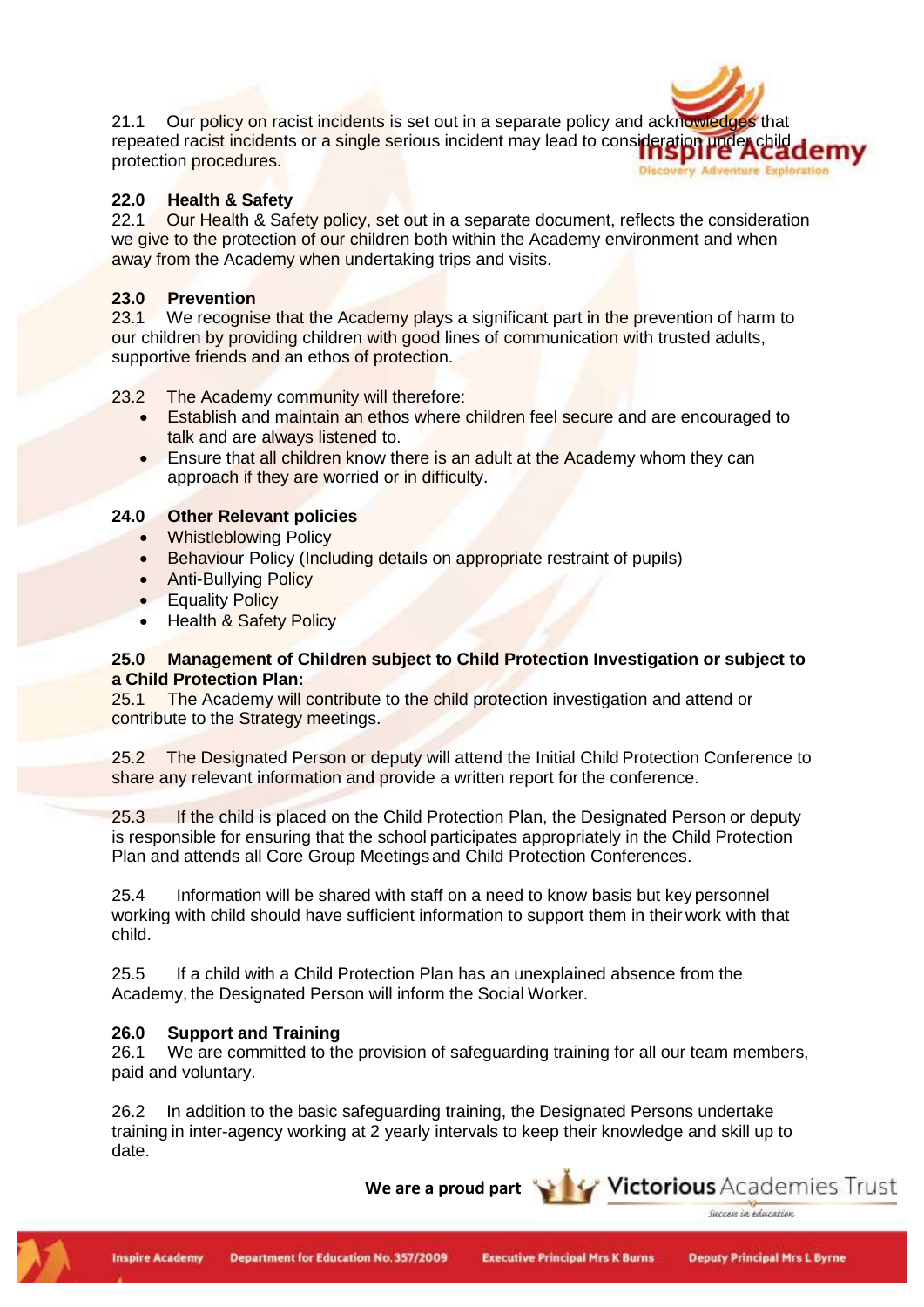21.1 Our policy on racist incidents is set out in a separate policy and acknowledges that repeated racist incidents or a single serious incident may lead to consideration under child protection procedures.

**22.0 Health & Safety**

22.1 Our Health & Safety policy, set out in a separate document, reflects the consideration we give to the protection of our children both within the Academy environment and when away from the Academy when undertaking trips and visits.

**23.0 Prevention**

23.1 We recognise that the Academy plays a significant part in the prevention of harm to our children by providing children with good lines of communication with trusted adults, supportive friends and an ethos of protection.

23.2 The Academy community will therefore:

- Establish and maintain an ethos where children feel secure and are encouraged to talk and are always listened to.
- Ensure that all children know there is an adult at the Academy whom they can approach if they are worried or in difficulty.

**24.0 Other Relevant policies**

- Whistleblowing Policy
- Behaviour Policy (Including details on appropriate restraint of pupils)
- Anti-Bullying Policy
- Equality Policy
- Health & Safety Policy

**25.0 Management of Children subject to Child Protection Investigation or subject to a Child Protection Plan:**

25.1 The Academy will contribute to the child protection investigation and attend or contribute to the Strategy meetings.

25.2 The Designated Person or deputy will attend the Initial Child Protection Conference to share any relevant information and provide a written report for the conference.

25.3 If the child is placed on the Child Protection Plan, the Designated Person or deputy is responsible for ensuring that the school participates appropriately in the Child Protection Plan and attends all Core Group Meetings and Child Protection Conferences.

25.4 Information will be shared with staff on a need to know basis but key personnel working with child should have sufficient information to support them in their work with that child.

25.5 If a child with a Child Protection Plan has an unexplained absence from the Academy, the Designated Person will inform the Social Worker.

**26.0 Support and Training**

26.1 We are committed to the provision of safeguarding training for all our team members, paid and voluntary.

26.2 In addition to the basic safeguarding training, the Designated Persons undertake training in inter-agency working at 2 yearly intervals to keep their knowledge and skill up to date.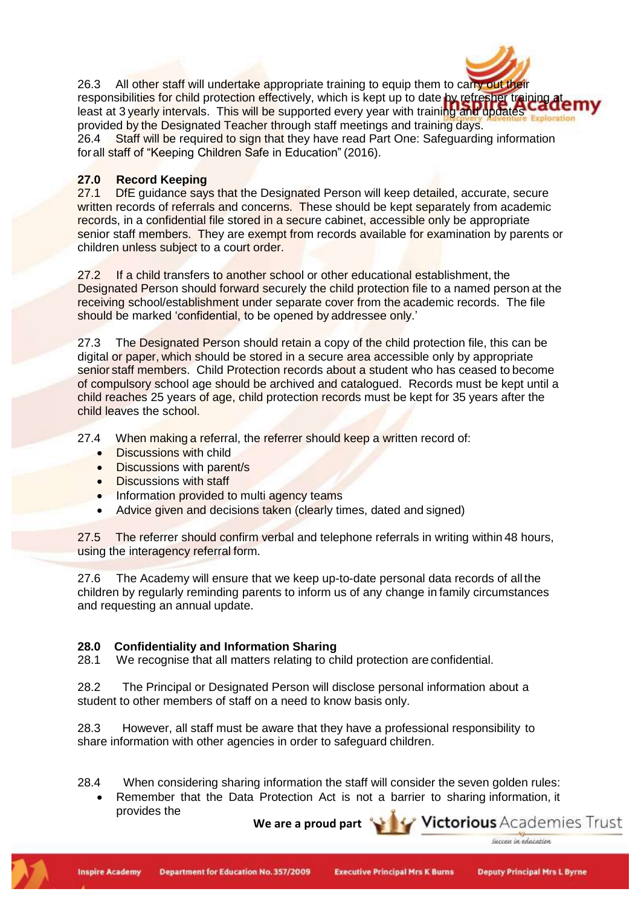26.3 All other staff will undertake appropriate training to equip them to carry out their responsibilities for child protection effectively, which is kept up to date by refresher training at least at 3 yearly intervals. This will be supported every year with training and updates provided by the Designated Teacher through staff meetings and training days.

26.4 Staff will be required to sign that they have read Part One: Safeguarding information for all staff of "Keeping Children Safe in Education" (2016).

## 27.0 Record Keeping

27.1 DfE guidance says that the Designated Person will keep detailed, accurate, secure written records of referrals and concerns. These should be kept separately from academic records, in a confidential file stored in a secure cabinet, accessible only be appropriate senior staff members. They are exempt from records available for examination by parents or children unless subject to a court order.

27.2 If a child transfers to another school or other educational establishment, the Designated Person should forward securely the child protection file to a named person at the receiving school/establishment under separate cover from the academic records. The file should be marked 'confidential, to be opened by addressee only.'

27.3 The Designated Person should retain a copy of the child protection file, this can be digital or paper, which should be stored in a secure area accessible only by appropriate senior staff members. Child Protection records about a student who has ceased to become of compulsory school age should be archived and catalogued. Records must be kept until a child reaches 25 years of age, child protection records must be kept for 35 years after the child leaves the school.

27.4 When making a referral, the referrer should keep a written record of:

- Discussions with child
- Discussions with parent/s
- Discussions with staff
- Information provided to multi agency teams
- Advice given and decisions taken (clearly times, dated and signed)

27.5 The referrer should confirm verbal and telephone referrals in writing within 48 hours, using the interagency referral form.

27.6 The Academy will ensure that we keep up-to-date personal data records of all the children by regularly reminding parents to inform us of any change in family circumstances and requesting an annual update.

## 28.0 Confidentiality and Information Sharing

28.1 We recognise that all matters relating to child protection are confidential.

28.2 The Principal or Designated Person will disclose personal information about a student to other members of staff on a need to know basis only.

28.3 However, all staff must be aware that they have a professional responsibility to share information with other agencies in order to safeguard children.

28.4 When considering sharing information the staff will consider the seven golden rules:

- Remember that the Data Protection Act is not a barrier to sharing information, it provides the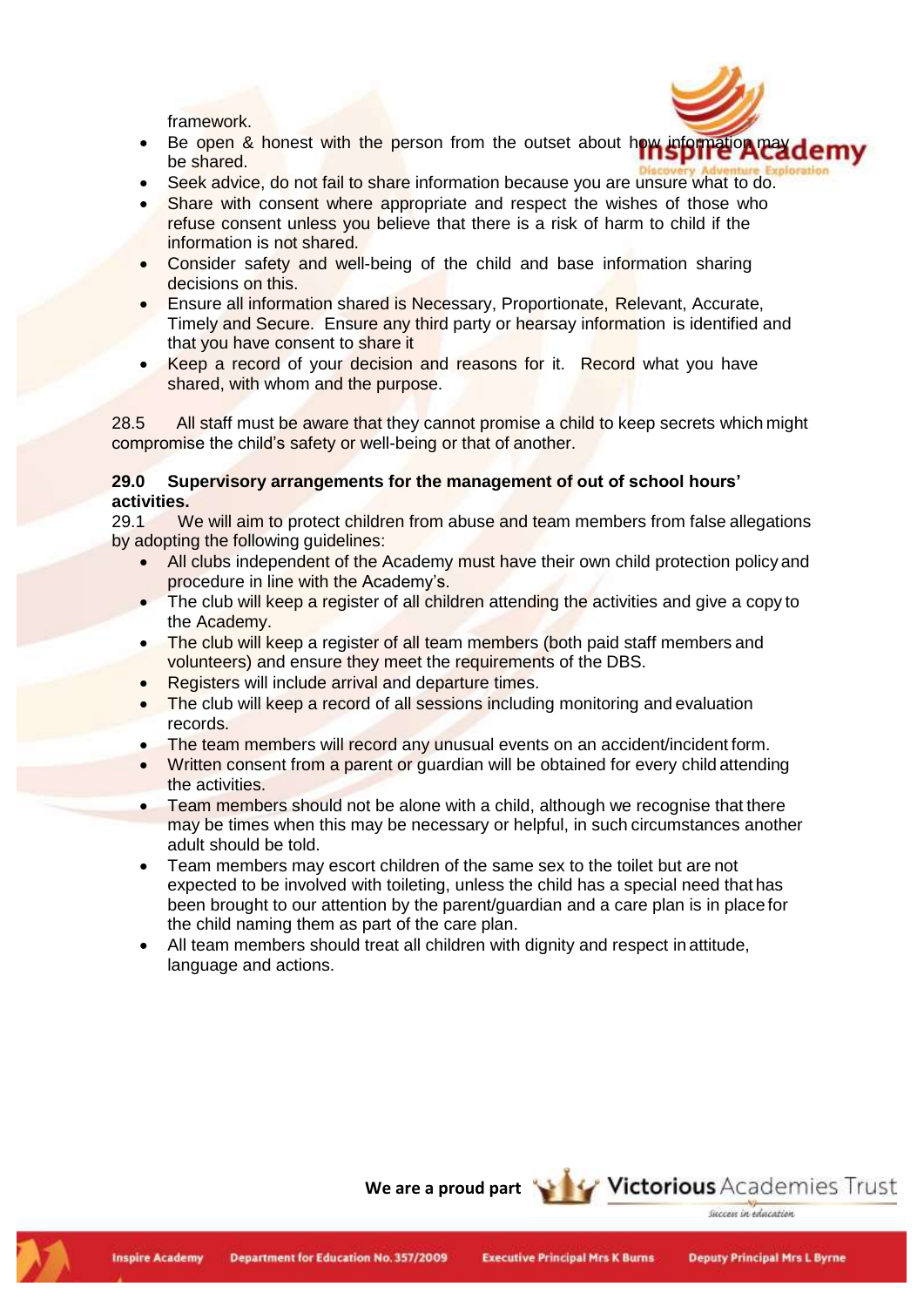framework.

- Be open & honest with the person from the outset about how information may be shared.
- Seek advice, do not fail to share information because you are unsure what to do.
- Share with consent where appropriate and respect the wishes of those who refuse consent unless you believe that there is a risk of harm to child if the information is not shared.
- Consider safety and well-being of the child and base information sharing decisions on this.
- Ensure all information shared is Necessary, Proportionate, Relevant, Accurate, Timely and Secure. Ensure any third party or hearsay information is identified and that you have consent to share it
- Keep a record of your decision and reasons for it. Record what you have shared, with whom and the purpose.

28.5 All staff must be aware that they cannot promise a child to keep secrets which might compromise the child's safety or well-being or that of another.

**29.0 Supervisory arrangements for the management of out of school hours' activities.**

29.1 We will aim to protect children from abuse and team members from false allegations by adopting the following guidelines:

- All clubs independent of the Academy must have their own child protection policy and procedure in line with the Academy's.
- The club will keep a register of all children attending the activities and give a copy to the Academy.
- The club will keep a register of all team members (both paid staff members and volunteers) and ensure they meet the requirements of the DBS.
- Registers will include arrival and departure times.
- The club will keep a record of all sessions including monitoring and evaluation records.
- The team members will record any unusual events on an accident/incident form.
- Written consent from a parent or guardian will be obtained for every child attending the activities.
- Team members should not be alone with a child, although we recognise that there may be times when this may be necessary or helpful, in such circumstances another adult should be told.
- Team members may escort children of the same sex to the toilet but are not expected to be involved with toileting, unless the child has a special need that has been brought to our attention by the parent/guardian and a care plan is in place for the child naming them as part of the care plan.
- All team members should treat all children with dignity and respect in attitude, language and actions.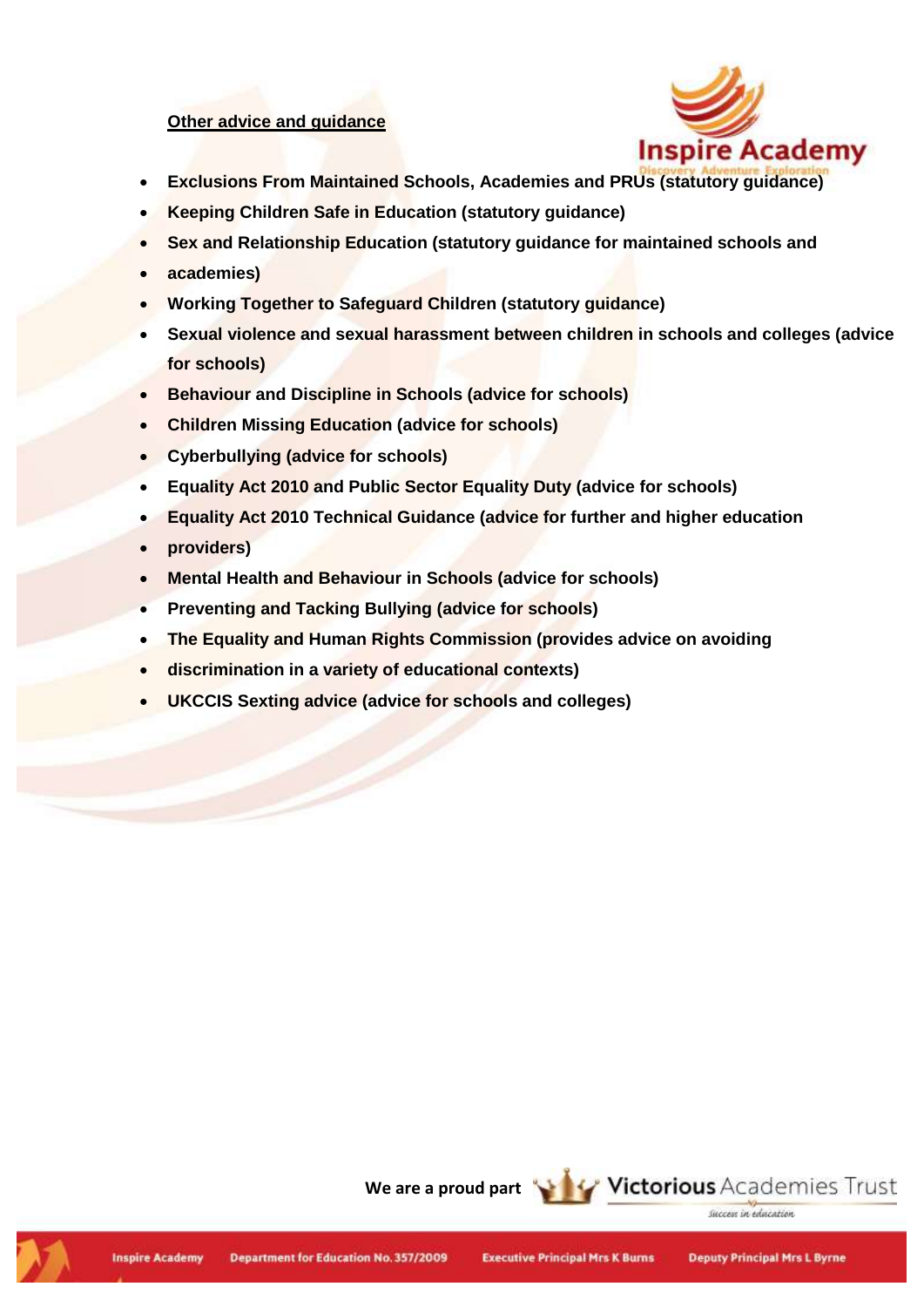**Other advice and guidance**

- **Exclusions From Maintained Schools, Academies and PRUs (statutory guidance)**
- **Keeping Children Safe in Education (statutory guidance)**
- **Sex and Relationship Education (statutory guidance for maintained schools and**
- **academies)**
- **Working Together to Safeguard Children (statutory guidance)**
- **Sexual violence and sexual harassment between children in schools and colleges (advice for schools)**
- **Behaviour and Discipline in Schools (advice for schools)**
- **Children Missing Education (advice for schools)**
- **Cyberbullying (advice for schools)**
- **Equality Act 2010 and Public Sector Equality Duty (advice for schools)**
- **Equality Act 2010 Technical Guidance (advice for further and higher education**
- **providers)**
- **Mental Health and Behaviour in Schools (advice for schools)**
- **Preventing and Tacking Bullying (advice for schools)**
- **The Equality and Human Rights Commission (provides advice on avoiding**
- **discrimination in a variety of educational contexts)**
- **UKCCIS Sexting advice (advice for schools and colleges)**